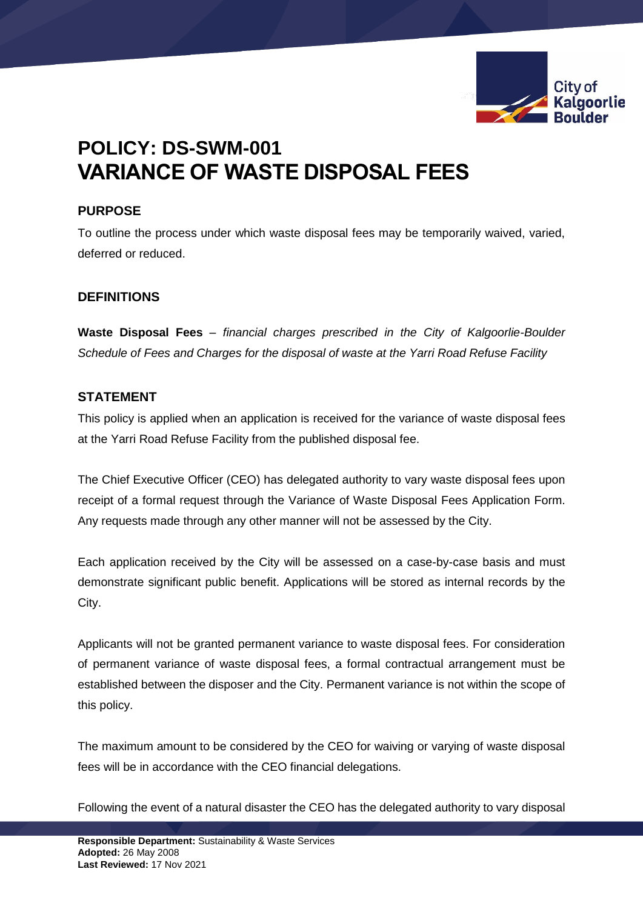# POLICY: DS-SWM-001
# VARIANCE OF WASTE DISPOSAL FEES

## PURPOSE

To outline the process under which waste disposal fees may be temporarily waived, varied, deferred or reduced.

## DEFINITIONS

**Waste Disposal Fees** – *financial charges prescribed in the City of Kalgoorlie-Boulder Schedule of Fees and Charges for the disposal of waste at the Yarri Road Refuse Facility*

## STATEMENT

This policy is applied when an application is received for the variance of waste disposal fees at the Yarri Road Refuse Facility from the published disposal fee.

The Chief Executive Officer (CEO) has delegated authority to vary waste disposal fees upon receipt of a formal request through the Variance of Waste Disposal Fees Application Form. Any requests made through any other manner will not be assessed by the City.

Each application received by the City will be assessed on a case-by-case basis and must demonstrate significant public benefit. Applications will be stored as internal records by the City.

Applicants will not be granted permanent variance to waste disposal fees. For consideration of permanent variance of waste disposal fees, a formal contractual arrangement must be established between the disposer and the City. Permanent variance is not within the scope of this policy.

The maximum amount to be considered by the CEO for waiving or varying of waste disposal fees will be in accordance with the CEO financial delegations.

Following the event of a natural disaster the CEO has the delegated authority to vary disposal

**Responsible Department:** Sustainability & Waste Services
**Adopted:** 26 May 2008
**Last Reviewed:** 17 Nov 2021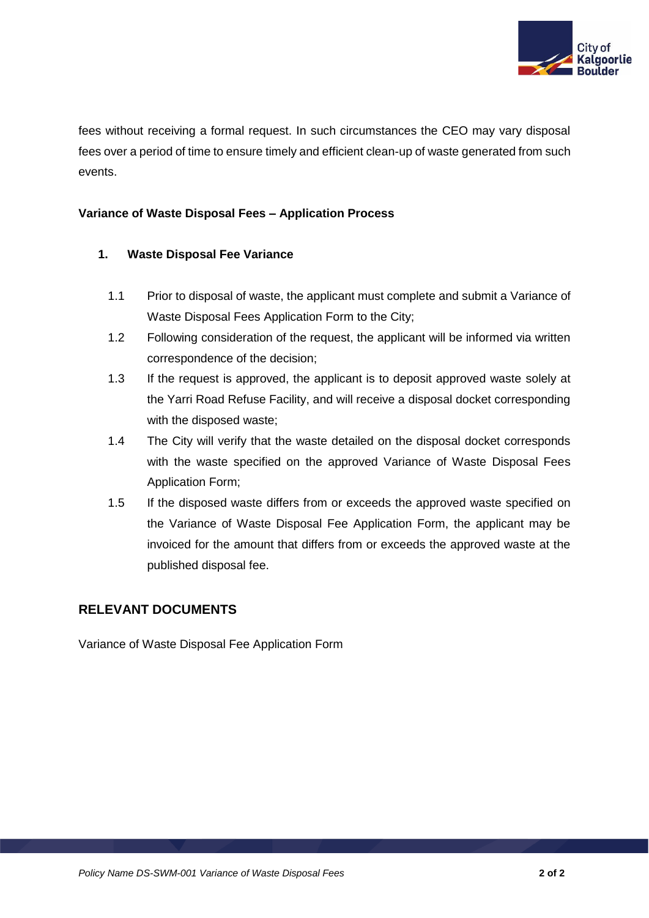fees without receiving a formal request. In such circumstances the CEO may vary disposal fees over a period of time to ensure timely and efficient clean-up of waste generated from such events.

**Variance of Waste Disposal Fees – Application Process**

**1. Waste Disposal Fee Variance**

1.1 Prior to disposal of waste, the applicant must complete and submit a Variance of Waste Disposal Fees Application Form to the City;

1.2 Following consideration of the request, the applicant will be informed via written correspondence of the decision;

1.3 If the request is approved, the applicant is to deposit approved waste solely at the Yarri Road Refuse Facility, and will receive a disposal docket corresponding with the disposed waste;

1.4 The City will verify that the waste detailed on the disposal docket corresponds with the waste specified on the approved Variance of Waste Disposal Fees Application Form;

1.5 If the disposed waste differs from or exceeds the approved waste specified on the Variance of Waste Disposal Fee Application Form, the applicant may be invoiced for the amount that differs from or exceeds the approved waste at the published disposal fee.

## RELEVANT DOCUMENTS

Variance of Waste Disposal Fee Application Form